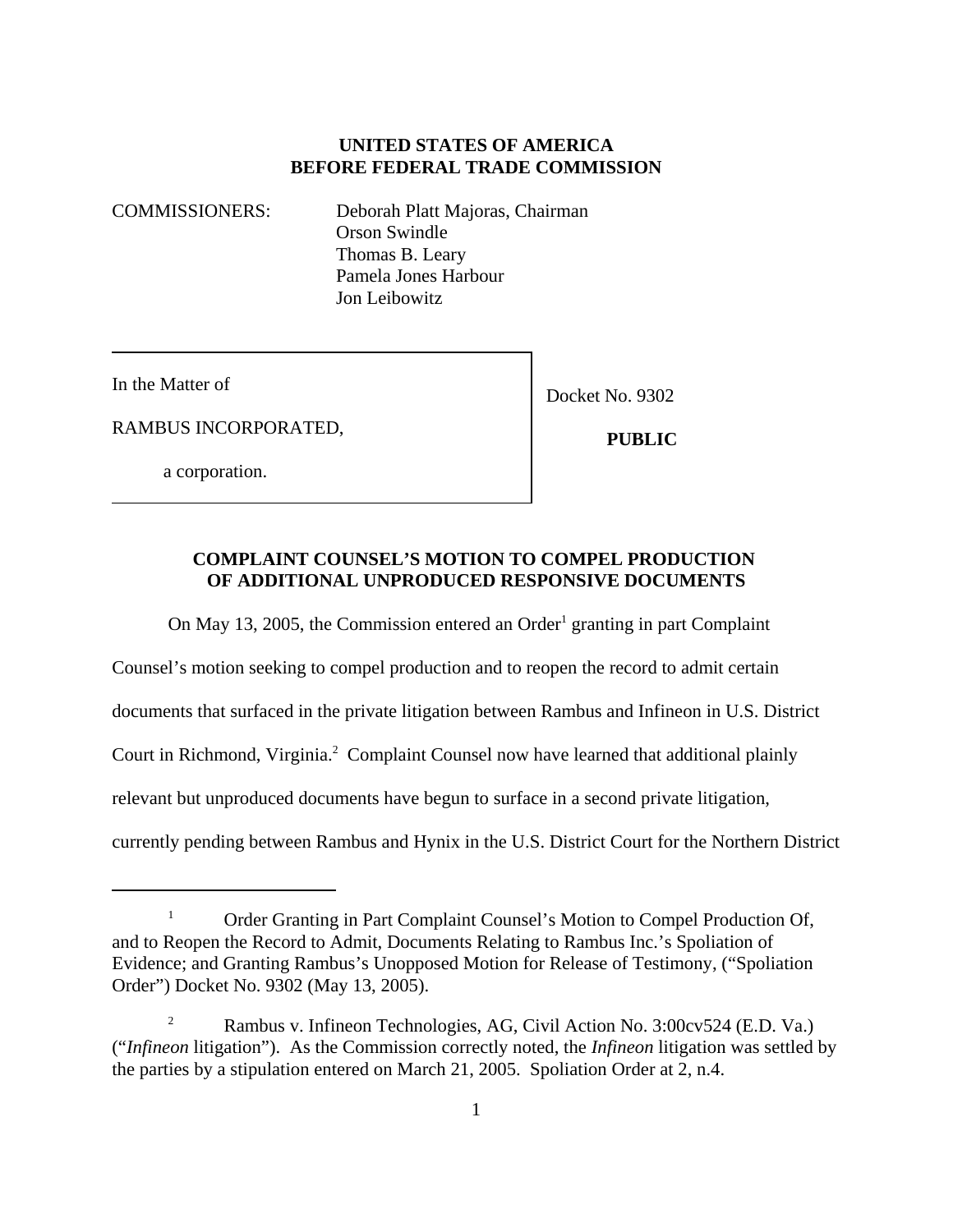**UNITED STATES OF AMERICA**
**BEFORE FEDERAL TRADE COMMISSION**

COMMISSIONERS: Deborah Platt Majoras, Chairman
Orson Swindle
Thomas B. Leary
Pamela Jones Harbour
Jon Leibowitz

| | |
|---|---|
| In the Matter of<br><br>RAMBUS INCORPORATED,<br><br>a corporation. | Docket No. 9302<br><br>**PUBLIC** |

**COMPLAINT COUNSEL'S MOTION TO COMPEL PRODUCTION OF ADDITIONAL UNPRODUCED RESPONSIVE DOCUMENTS**

On May 13, 2005, the Commission entered an Order[1] granting in part Complaint Counsel's motion seeking to compel production and to reopen the record to admit certain documents that surfaced in the private litigation between Rambus and Infineon in U.S. District Court in Richmond, Virginia.[2] Complaint Counsel now have learned that additional plainly relevant but unproduced documents have begun to surface in a second private litigation, currently pending between Rambus and Hynix in the U.S. District Court for the Northern District

---

[1] Order Granting in Part Complaint Counsel's Motion to Compel Production Of, and to Reopen the Record to Admit, Documents Relating to Rambus Inc.'s Spoliation of Evidence; and Granting Rambus's Unopposed Motion for Release of Testimony, ("Spoliation Order") Docket No. 9302 (May 13, 2005).

[2] Rambus v. Infineon Technologies, AG, Civil Action No. 3:00cv524 (E.D. Va.) ("*Infineon* litigation"). As the Commission correctly noted, the *Infineon* litigation was settled by the parties by a stipulation entered on March 21, 2005. Spoliation Order at 2, n.4.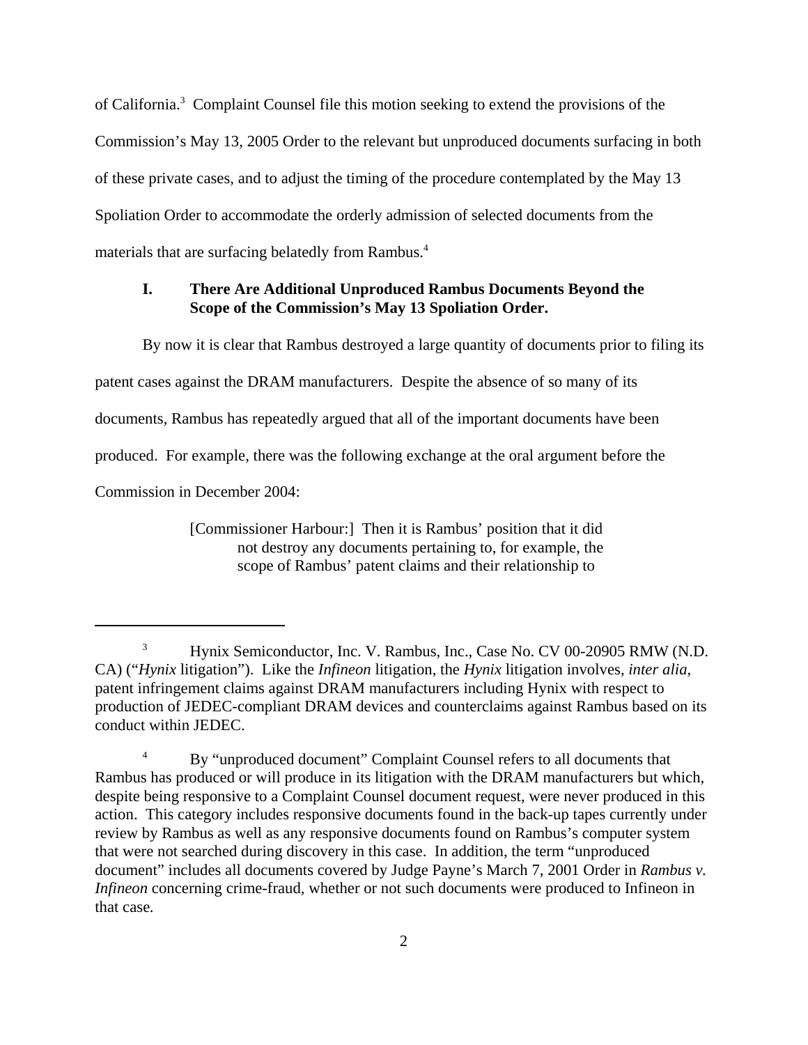of California.[3] Complaint Counsel file this motion seeking to extend the provisions of the Commission's May 13, 2005 Order to the relevant but unproduced documents surfacing in both of these private cases, and to adjust the timing of the procedure contemplated by the May 13 Spoliation Order to accommodate the orderly admission of selected documents from the materials that are surfacing belatedly from Rambus.[4]

## I. There Are Additional Unproduced Rambus Documents Beyond the Scope of the Commission's May 13 Spoliation Order.

By now it is clear that Rambus destroyed a large quantity of documents prior to filing its patent cases against the DRAM manufacturers. Despite the absence of so many of its documents, Rambus has repeatedly argued that all of the important documents have been produced. For example, there was the following exchange at the oral argument before the Commission in December 2004:

> [Commissioner Harbour:] Then it is Rambus' position that it did not destroy any documents pertaining to, for example, the scope of Rambus' patent claims and their relationship to

---

[3] Hynix Semiconductor, Inc. V. Rambus, Inc., Case No. CV 00-20905 RMW (N.D. CA) ("*Hynix* litigation"). Like the *Infineon* litigation, the *Hynix* litigation involves, *inter alia*, patent infringement claims against DRAM manufacturers including Hynix with respect to production of JEDEC-compliant DRAM devices and counterclaims against Rambus based on its conduct within JEDEC.

[4] By "unproduced document" Complaint Counsel refers to all documents that Rambus has produced or will produce in its litigation with the DRAM manufacturers but which, despite being responsive to a Complaint Counsel document request, were never produced in this action. This category includes responsive documents found in the back-up tapes currently under review by Rambus as well as any responsive documents found on Rambus's computer system that were not searched during discovery in this case. In addition, the term "unproduced document" includes all documents covered by Judge Payne's March 7, 2001 Order in *Rambus v. Infineon* concerning crime-fraud, whether or not such documents were produced to Infineon in that case.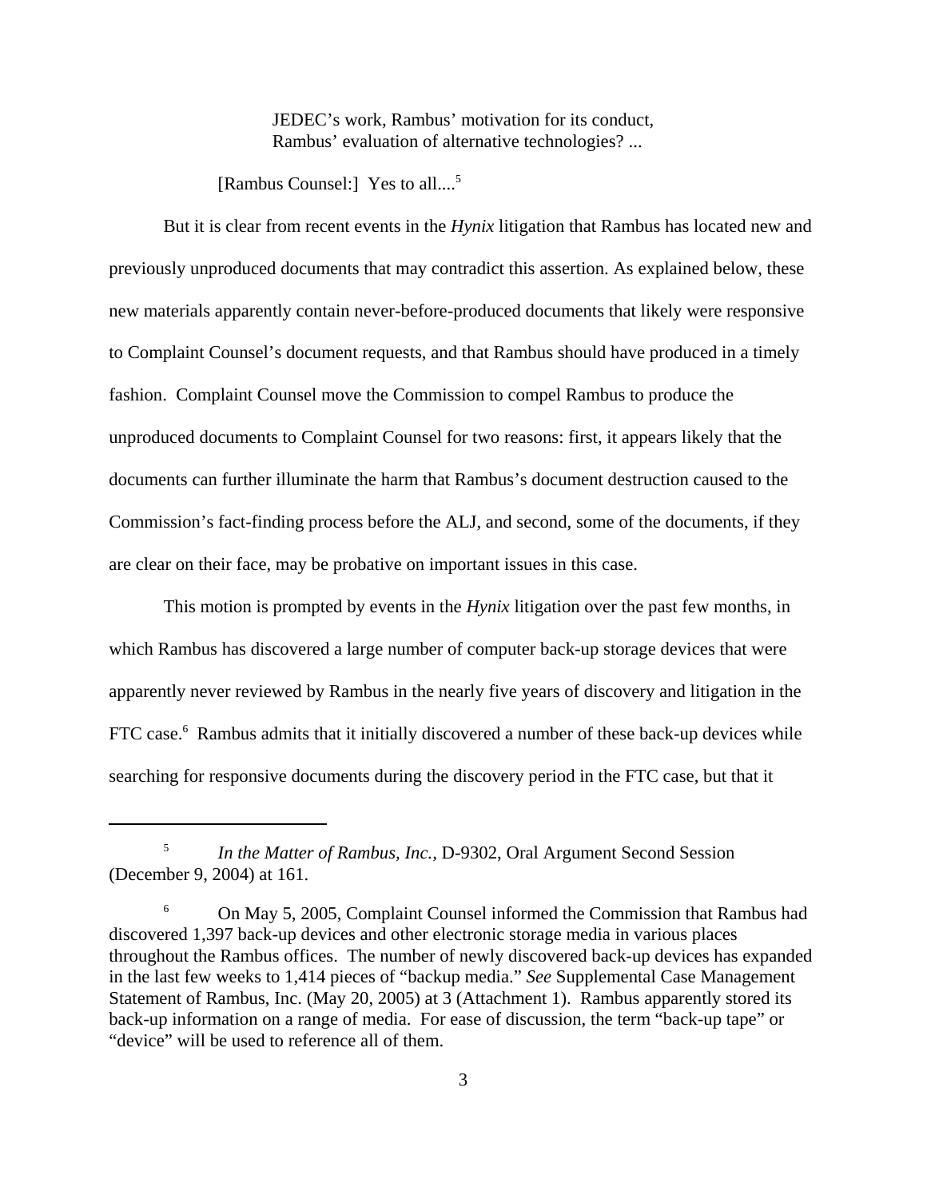> JEDEC's work, Rambus' motivation for its conduct, Rambus' evaluation of alternative technologies? ...

[Rambus Counsel:] Yes to all....[5]

But it is clear from recent events in the *Hynix* litigation that Rambus has located new and previously unproduced documents that may contradict this assertion. As explained below, these new materials apparently contain never-before-produced documents that likely were responsive to Complaint Counsel's document requests, and that Rambus should have produced in a timely fashion. Complaint Counsel move the Commission to compel Rambus to produce the unproduced documents to Complaint Counsel for two reasons: first, it appears likely that the documents can further illuminate the harm that Rambus's document destruction caused to the Commission's fact-finding process before the ALJ, and second, some of the documents, if they are clear on their face, may be probative on important issues in this case.

This motion is prompted by events in the *Hynix* litigation over the past few months, in which Rambus has discovered a large number of computer back-up storage devices that were apparently never reviewed by Rambus in the nearly five years of discovery and litigation in the FTC case.[6] Rambus admits that it initially discovered a number of these back-up devices while searching for responsive documents during the discovery period in the FTC case, but that it

---

[5] *In the Matter of Rambus, Inc.*, D-9302, Oral Argument Second Session (December 9, 2004) at 161.

[6] On May 5, 2005, Complaint Counsel informed the Commission that Rambus had discovered 1,397 back-up devices and other electronic storage media in various places throughout the Rambus offices. The number of newly discovered back-up devices has expanded in the last few weeks to 1,414 pieces of "backup media." *See* Supplemental Case Management Statement of Rambus, Inc. (May 20, 2005) at 3 (Attachment 1). Rambus apparently stored its back-up information on a range of media. For ease of discussion, the term "back-up tape" or "device" will be used to reference all of them.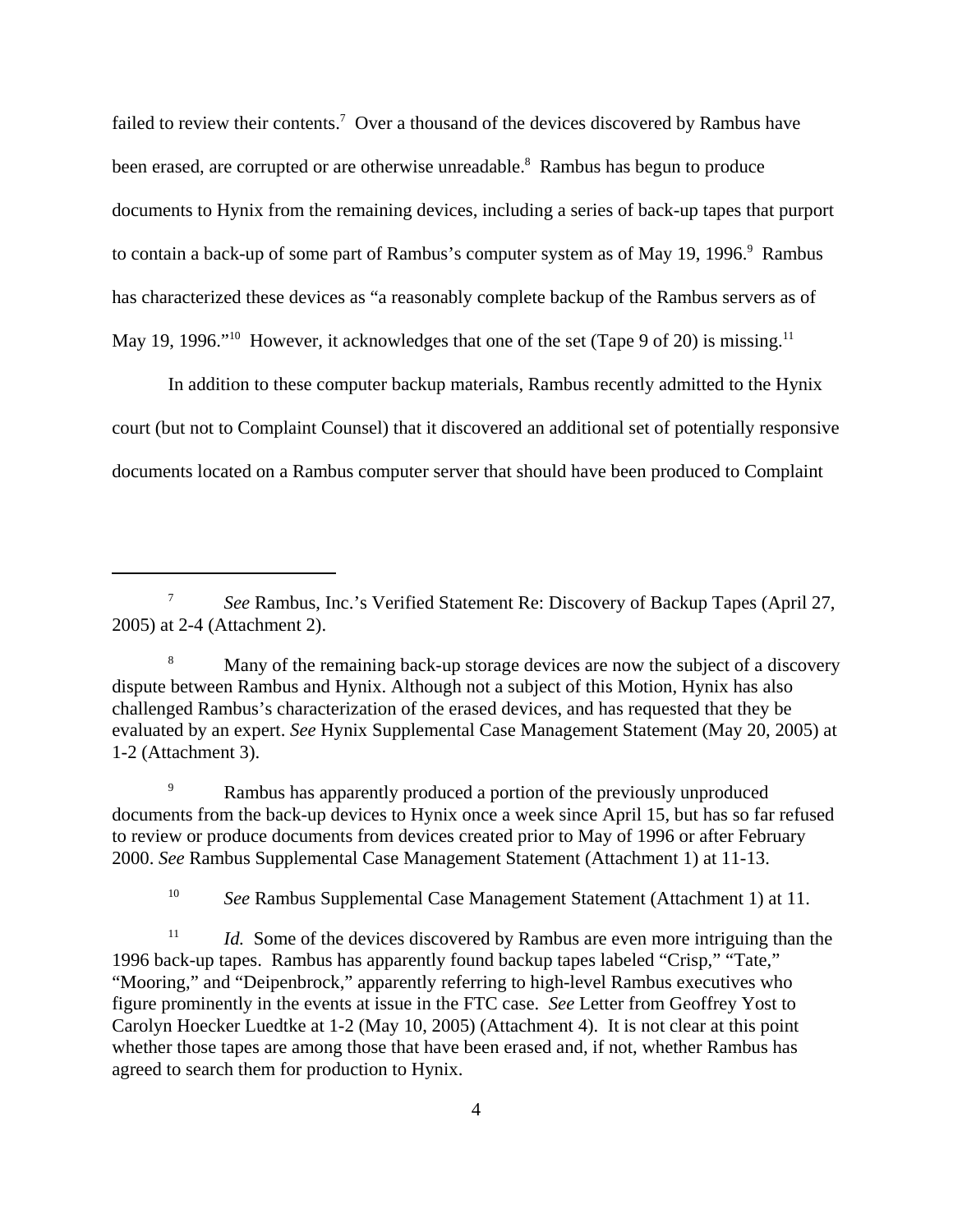failed to review their contents.[7] Over a thousand of the devices discovered by Rambus have been erased, are corrupted or are otherwise unreadable.[8] Rambus has begun to produce documents to Hynix from the remaining devices, including a series of back-up tapes that purport to contain a back-up of some part of Rambus's computer system as of May 19, 1996.[9] Rambus has characterized these devices as "a reasonably complete backup of the Rambus servers as of May 19, 1996."[10] However, it acknowledges that one of the set (Tape 9 of 20) is missing.[11]

In addition to these computer backup materials, Rambus recently admitted to the Hynix court (but not to Complaint Counsel) that it discovered an additional set of potentially responsive documents located on a Rambus computer server that should have been produced to Complaint

---

[7] *See* Rambus, Inc.'s Verified Statement Re: Discovery of Backup Tapes (April 27, 2005) at 2-4 (Attachment 2).

[8] Many of the remaining back-up storage devices are now the subject of a discovery dispute between Rambus and Hynix. Although not a subject of this Motion, Hynix has also challenged Rambus's characterization of the erased devices, and has requested that they be evaluated by an expert. *See* Hynix Supplemental Case Management Statement (May 20, 2005) at 1-2 (Attachment 3).

[9] Rambus has apparently produced a portion of the previously unproduced documents from the back-up devices to Hynix once a week since April 15, but has so far refused to review or produce documents from devices created prior to May of 1996 or after February 2000. *See* Rambus Supplemental Case Management Statement (Attachment 1) at 11-13.

[10] *See* Rambus Supplemental Case Management Statement (Attachment 1) at 11.

[11] *Id.* Some of the devices discovered by Rambus are even more intriguing than the 1996 back-up tapes. Rambus has apparently found backup tapes labeled "Crisp," "Tate," "Mooring," and "Deipenbrock," apparently referring to high-level Rambus executives who figure prominently in the events at issue in the FTC case. *See* Letter from Geoffrey Yost to Carolyn Hoecker Luedtke at 1-2 (May 10, 2005) (Attachment 4). It is not clear at this point whether those tapes are among those that have been erased and, if not, whether Rambus has agreed to search them for production to Hynix.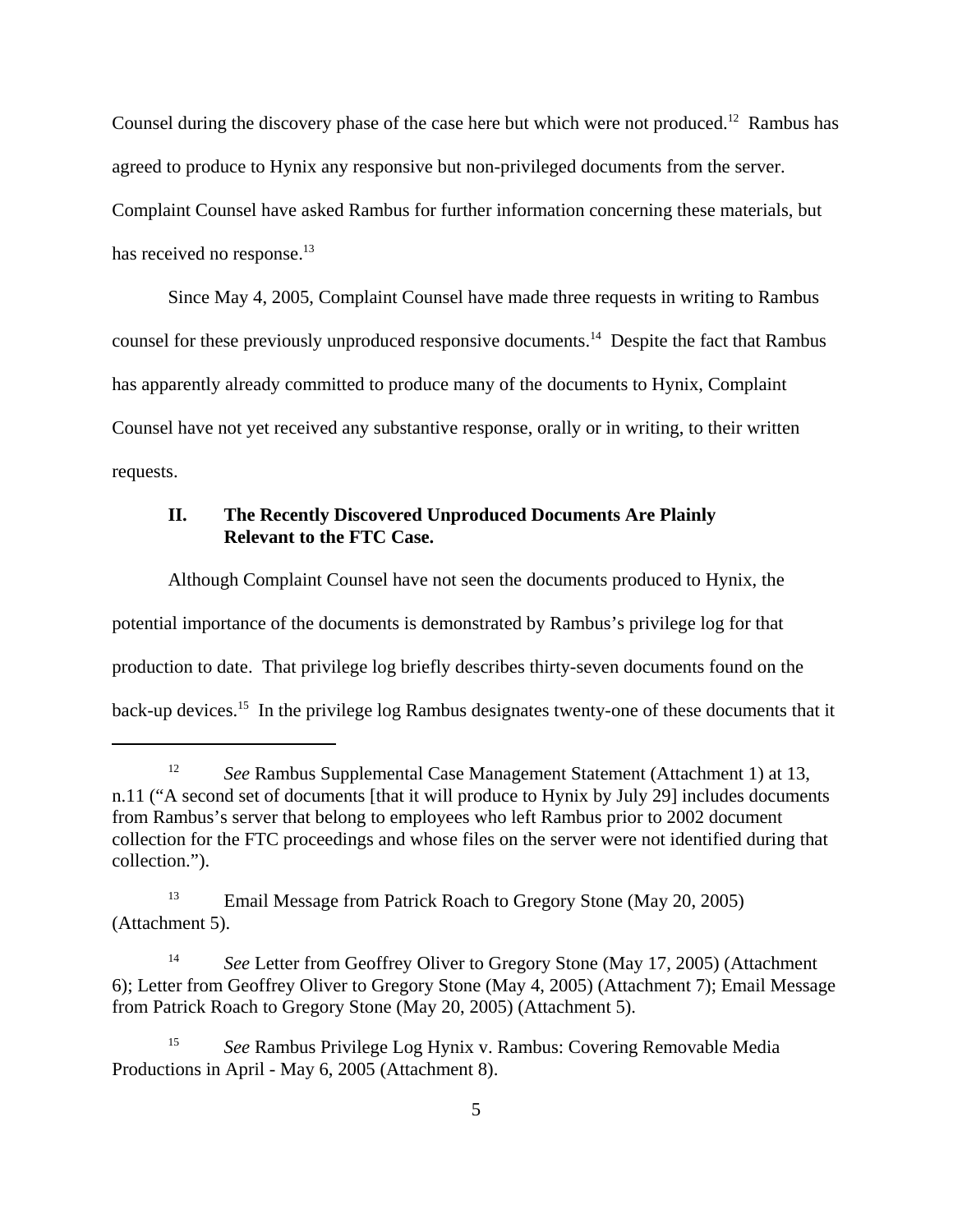Counsel during the discovery phase of the case here but which were not produced.[12] Rambus has agreed to produce to Hynix any responsive but non-privileged documents from the server. Complaint Counsel have asked Rambus for further information concerning these materials, but has received no response.[13]

Since May 4, 2005, Complaint Counsel have made three requests in writing to Rambus counsel for these previously unproduced responsive documents.[14] Despite the fact that Rambus has apparently already committed to produce many of the documents to Hynix, Complaint Counsel have not yet received any substantive response, orally or in writing, to their written requests.

## II. The Recently Discovered Unproduced Documents Are Plainly Relevant to the FTC Case.

Although Complaint Counsel have not seen the documents produced to Hynix, the potential importance of the documents is demonstrated by Rambus's privilege log for that production to date. That privilege log briefly describes thirty-seven documents found on the back-up devices.[15] In the privilege log Rambus designates twenty-one of these documents that it

---

[12] *See* Rambus Supplemental Case Management Statement (Attachment 1) at 13, n.11 ("A second set of documents [that it will produce to Hynix by July 29] includes documents from Rambus's server that belong to employees who left Rambus prior to 2002 document collection for the FTC proceedings and whose files on the server were not identified during that collection.").

[13] Email Message from Patrick Roach to Gregory Stone (May 20, 2005) (Attachment 5).

[14] *See* Letter from Geoffrey Oliver to Gregory Stone (May 17, 2005) (Attachment 6); Letter from Geoffrey Oliver to Gregory Stone (May 4, 2005) (Attachment 7); Email Message from Patrick Roach to Gregory Stone (May 20, 2005) (Attachment 5).

[15] *See* Rambus Privilege Log Hynix v. Rambus: Covering Removable Media Productions in April - May 6, 2005 (Attachment 8).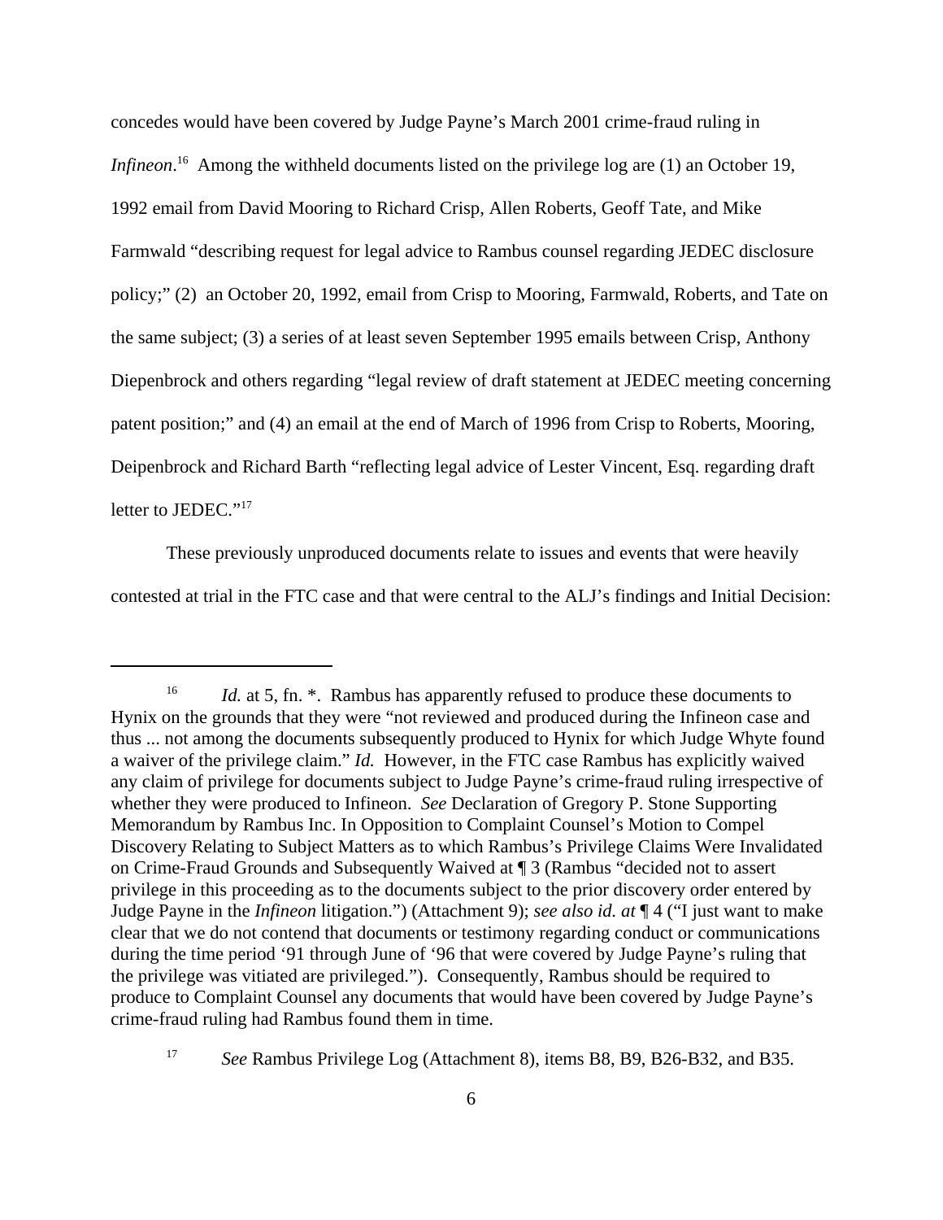concedes would have been covered by Judge Payne's March 2001 crime-fraud ruling in *Infineon*.[16] Among the withheld documents listed on the privilege log are (1) an October 19, 1992 email from David Mooring to Richard Crisp, Allen Roberts, Geoff Tate, and Mike Farmwald "describing request for legal advice to Rambus counsel regarding JEDEC disclosure policy;" (2) an October 20, 1992, email from Crisp to Mooring, Farmwald, Roberts, and Tate on the same subject; (3) a series of at least seven September 1995 emails between Crisp, Anthony Diepenbrock and others regarding "legal review of draft statement at JEDEC meeting concerning patent position;" and (4) an email at the end of March of 1996 from Crisp to Roberts, Mooring, Deipenbrock and Richard Barth "reflecting legal advice of Lester Vincent, Esq. regarding draft letter to JEDEC."[17]

These previously unproduced documents relate to issues and events that were heavily contested at trial in the FTC case and that were central to the ALJ's findings and Initial Decision:

---

[16] *Id.* at 5, fn. *. Rambus has apparently refused to produce these documents to Hynix on the grounds that they were "not reviewed and produced during the Infineon case and thus ... not among the documents subsequently produced to Hynix for which Judge Whyte found a waiver of the privilege claim." *Id.* However, in the FTC case Rambus has explicitly waived any claim of privilege for documents subject to Judge Payne's crime-fraud ruling irrespective of whether they were produced to Infineon. *See* Declaration of Gregory P. Stone Supporting Memorandum by Rambus Inc. In Opposition to Complaint Counsel's Motion to Compel Discovery Relating to Subject Matters as to which Rambus's Privilege Claims Were Invalidated on Crime-Fraud Grounds and Subsequently Waived at ¶ 3 (Rambus "decided not to assert privilege in this proceeding as to the documents subject to the prior discovery order entered by Judge Payne in the *Infineon* litigation.") (Attachment 9); *see also id. at* ¶ 4 ("I just want to make clear that we do not contend that documents or testimony regarding conduct or communications during the time period '91 through June of '96 that were covered by Judge Payne's ruling that the privilege was vitiated are privileged."). Consequently, Rambus should be required to produce to Complaint Counsel any documents that would have been covered by Judge Payne's crime-fraud ruling had Rambus found them in time.

[17] *See* Rambus Privilege Log (Attachment 8), items B8, B9, B26-B32, and B35.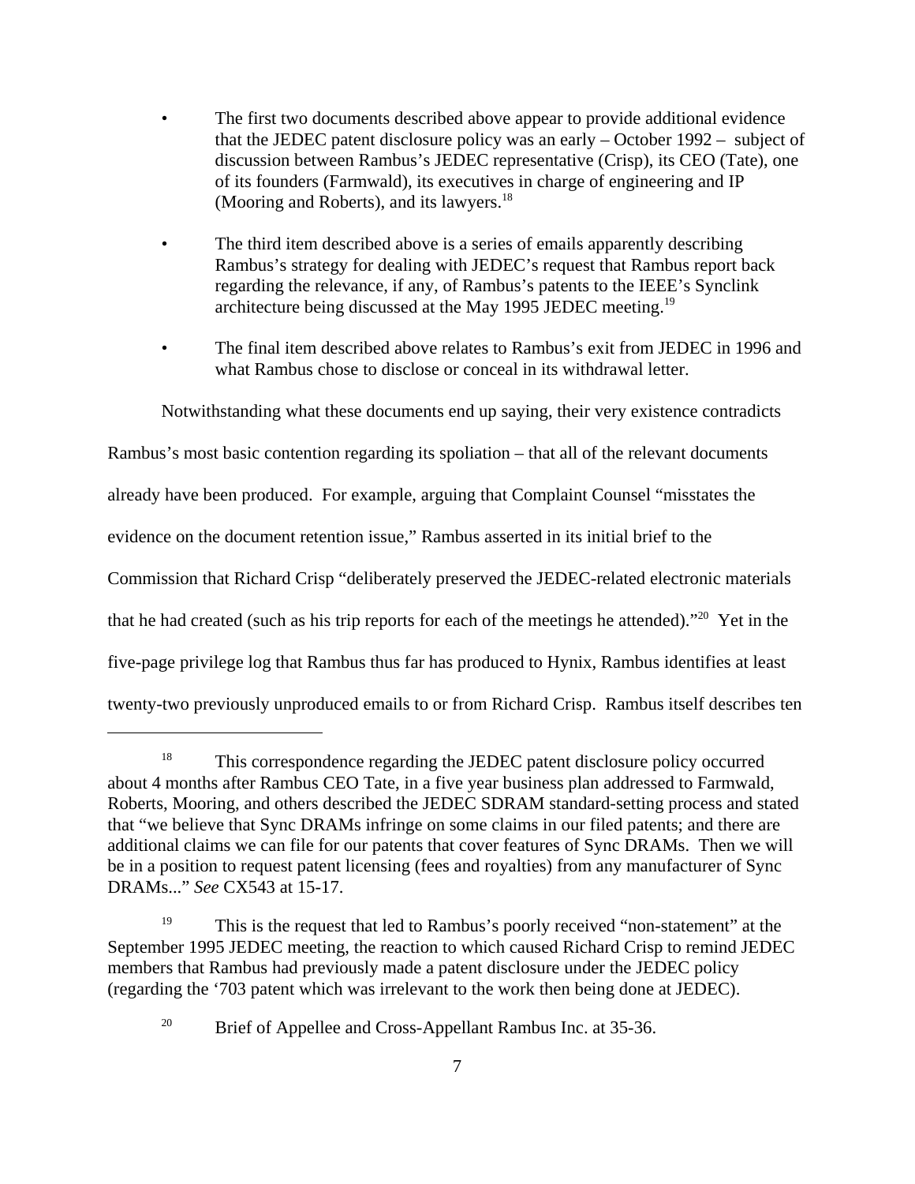- The first two documents described above appear to provide additional evidence that the JEDEC patent disclosure policy was an early – October 1992 – subject of discussion between Rambus's JEDEC representative (Crisp), its CEO (Tate), one of its founders (Farmwald), its executives in charge of engineering and IP (Mooring and Roberts), and its lawyers.[18]

- The third item described above is a series of emails apparently describing Rambus's strategy for dealing with JEDEC's request that Rambus report back regarding the relevance, if any, of Rambus's patents to the IEEE's Synclink architecture being discussed at the May 1995 JEDEC meeting.[19]

- The final item described above relates to Rambus's exit from JEDEC in 1996 and what Rambus chose to disclose or conceal in its withdrawal letter.

Notwithstanding what these documents end up saying, their very existence contradicts Rambus's most basic contention regarding its spoliation – that all of the relevant documents already have been produced. For example, arguing that Complaint Counsel "misstates the evidence on the document retention issue," Rambus asserted in its initial brief to the Commission that Richard Crisp "deliberately preserved the JEDEC-related electronic materials that he had created (such as his trip reports for each of the meetings he attended)."[20] Yet in the five-page privilege log that Rambus thus far has produced to Hynix, Rambus identifies at least twenty-two previously unproduced emails to or from Richard Crisp. Rambus itself describes ten

---

[18] This correspondence regarding the JEDEC patent disclosure policy occurred about 4 months after Rambus CEO Tate, in a five year business plan addressed to Farmwald, Roberts, Mooring, and others described the JEDEC SDRAM standard-setting process and stated that "we believe that Sync DRAMs infringe on some claims in our filed patents; and there are additional claims we can file for our patents that cover features of Sync DRAMs. Then we will be in a position to request patent licensing (fees and royalties) from any manufacturer of Sync DRAMs..." *See* CX543 at 15-17.

[19] This is the request that led to Rambus's poorly received "non-statement" at the September 1995 JEDEC meeting, the reaction to which caused Richard Crisp to remind JEDEC members that Rambus had previously made a patent disclosure under the JEDEC policy (regarding the '703 patent which was irrelevant to the work then being done at JEDEC).

[20] Brief of Appellee and Cross-Appellant Rambus Inc. at 35-36.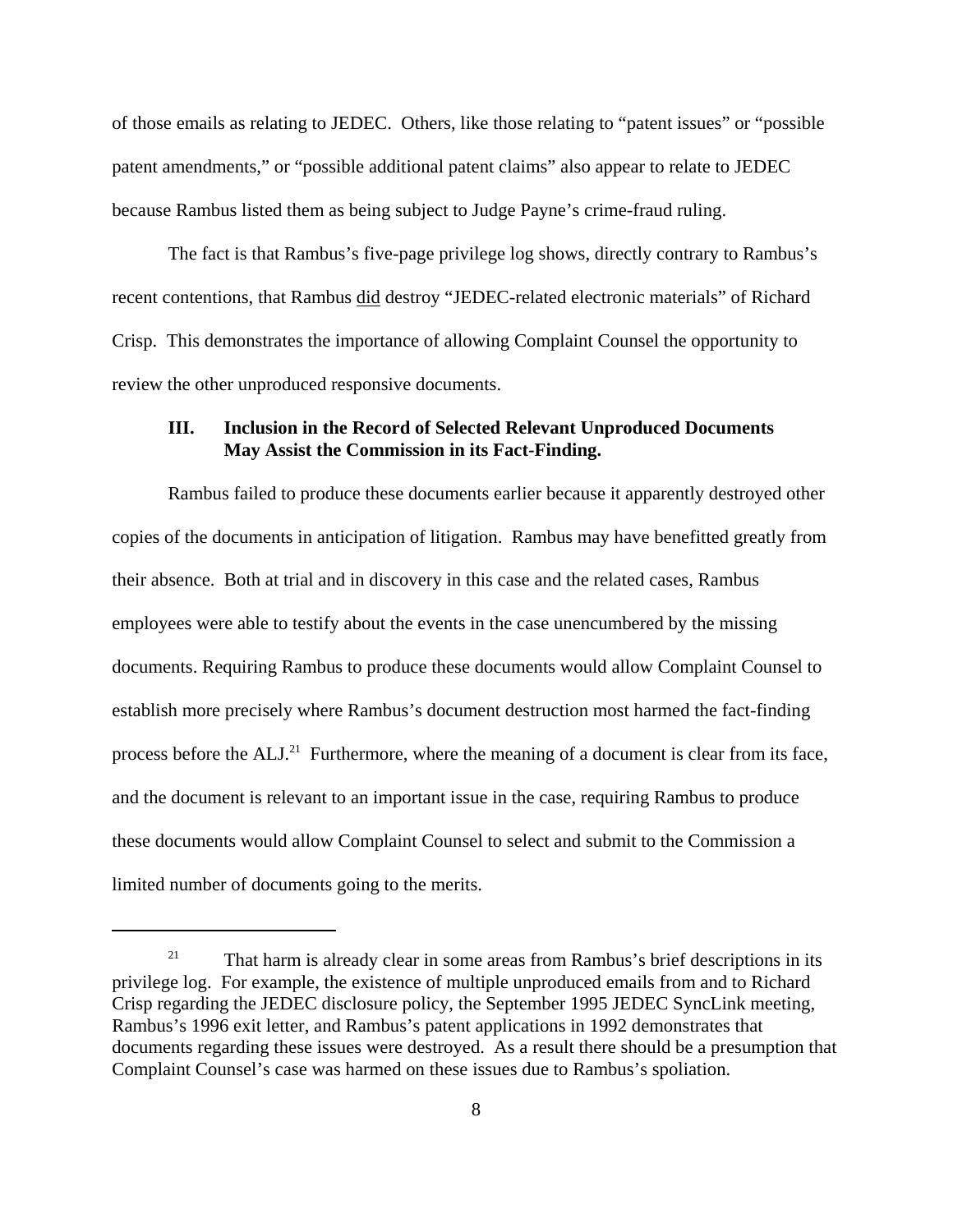of those emails as relating to JEDEC. Others, like those relating to "patent issues" or "possible patent amendments," or "possible additional patent claims" also appear to relate to JEDEC because Rambus listed them as being subject to Judge Payne's crime-fraud ruling.

The fact is that Rambus's five-page privilege log shows, directly contrary to Rambus's recent contentions, that Rambus did destroy "JEDEC-related electronic materials" of Richard Crisp. This demonstrates the importance of allowing Complaint Counsel the opportunity to review the other unproduced responsive documents.

### III. Inclusion in the Record of Selected Relevant Unproduced Documents May Assist the Commission in its Fact-Finding.

Rambus failed to produce these documents earlier because it apparently destroyed other copies of the documents in anticipation of litigation. Rambus may have benefitted greatly from their absence. Both at trial and in discovery in this case and the related cases, Rambus employees were able to testify about the events in the case unencumbered by the missing documents. Requiring Rambus to produce these documents would allow Complaint Counsel to establish more precisely where Rambus's document destruction most harmed the fact-finding process before the ALJ.[21] Furthermore, where the meaning of a document is clear from its face, and the document is relevant to an important issue in the case, requiring Rambus to produce these documents would allow Complaint Counsel to select and submit to the Commission a limited number of documents going to the merits.

---

[21] That harm is already clear in some areas from Rambus's brief descriptions in its privilege log. For example, the existence of multiple unproduced emails from and to Richard Crisp regarding the JEDEC disclosure policy, the September 1995 JEDEC SyncLink meeting, Rambus's 1996 exit letter, and Rambus's patent applications in 1992 demonstrates that documents regarding these issues were destroyed. As a result there should be a presumption that Complaint Counsel's case was harmed on these issues due to Rambus's spoliation.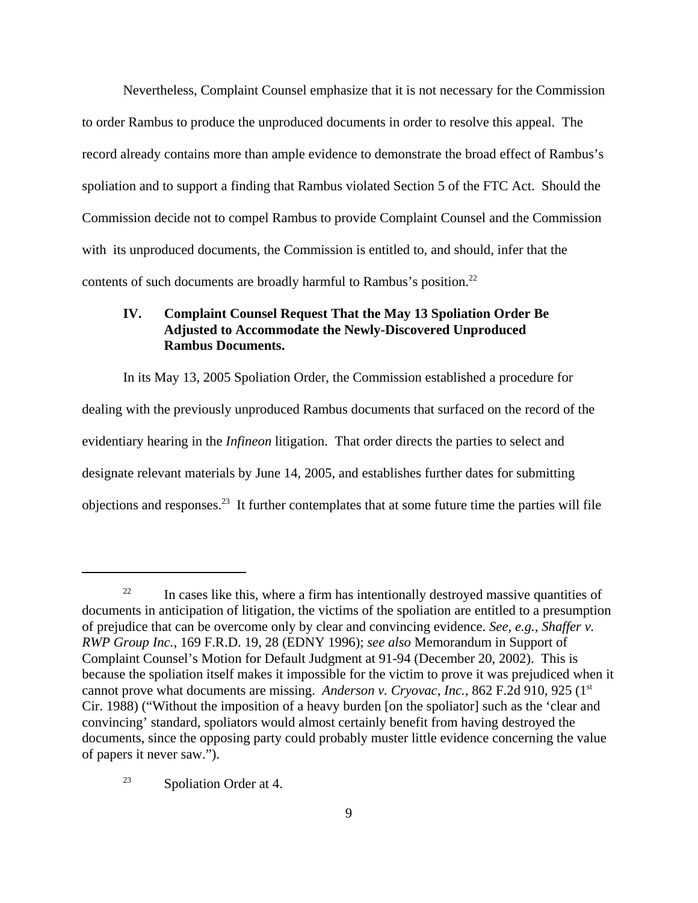Nevertheless, Complaint Counsel emphasize that it is not necessary for the Commission to order Rambus to produce the unproduced documents in order to resolve this appeal. The record already contains more than ample evidence to demonstrate the broad effect of Rambus's spoliation and to support a finding that Rambus violated Section 5 of the FTC Act. Should the Commission decide not to compel Rambus to provide Complaint Counsel and the Commission with its unproduced documents, the Commission is entitled to, and should, infer that the contents of such documents are broadly harmful to Rambus's position.[22]

### IV. Complaint Counsel Request That the May 13 Spoliation Order Be Adjusted to Accommodate the Newly-Discovered Unproduced Rambus Documents.

In its May 13, 2005 Spoliation Order, the Commission established a procedure for dealing with the previously unproduced Rambus documents that surfaced on the record of the evidentiary hearing in the *Infineon* litigation. That order directs the parties to select and designate relevant materials by June 14, 2005, and establishes further dates for submitting objections and responses.[23] It further contemplates that at some future time the parties will file

---

[22] In cases like this, where a firm has intentionally destroyed massive quantities of documents in anticipation of litigation, the victims of the spoliation are entitled to a presumption of prejudice that can be overcome only by clear and convincing evidence. *See, e.g.*, *Shaffer v. RWP Group Inc.*, 169 F.R.D. 19, 28 (EDNY 1996); *see also* Memorandum in Support of Complaint Counsel's Motion for Default Judgment at 91-94 (December 20, 2002). This is because the spoliation itself makes it impossible for the victim to prove it was prejudiced when it cannot prove what documents are missing. *Anderson v. Cryovac, Inc.*, 862 F.2d 910, 925 (1st Cir. 1988) ("Without the imposition of a heavy burden [on the spoliator] such as the 'clear and convincing' standard, spoliators would almost certainly benefit from having destroyed the documents, since the opposing party could probably muster little evidence concerning the value of papers it never saw.").

[23] Spoliation Order at 4.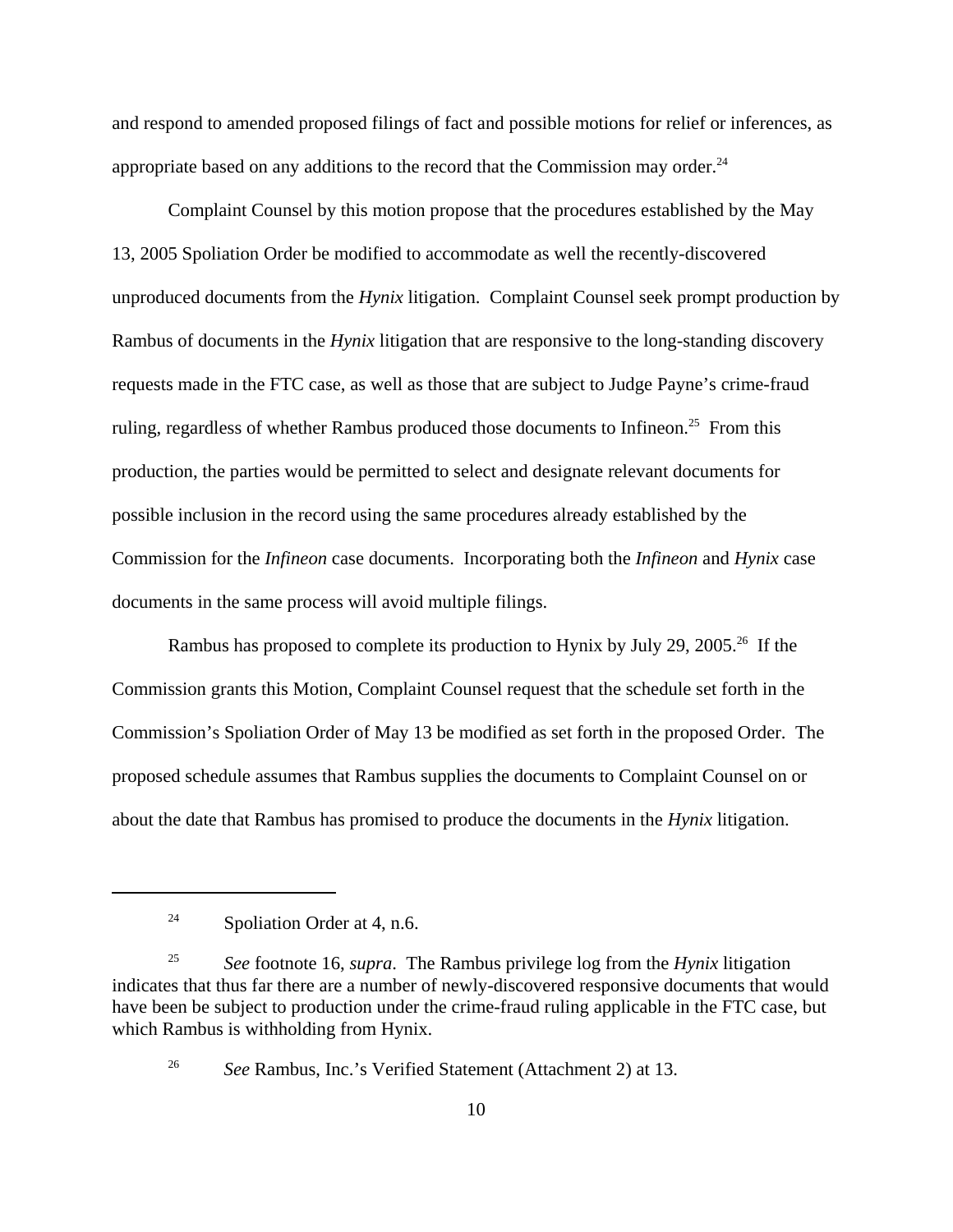and respond to amended proposed filings of fact and possible motions for relief or inferences, as appropriate based on any additions to the record that the Commission may order.[24]

Complaint Counsel by this motion propose that the procedures established by the May 13, 2005 Spoliation Order be modified to accommodate as well the recently-discovered unproduced documents from the *Hynix* litigation. Complaint Counsel seek prompt production by Rambus of documents in the *Hynix* litigation that are responsive to the long-standing discovery requests made in the FTC case, as well as those that are subject to Judge Payne's crime-fraud ruling, regardless of whether Rambus produced those documents to Infineon.[25] From this production, the parties would be permitted to select and designate relevant documents for possible inclusion in the record using the same procedures already established by the Commission for the *Infineon* case documents. Incorporating both the *Infineon* and *Hynix* case documents in the same process will avoid multiple filings.

Rambus has proposed to complete its production to Hynix by July 29, 2005.[26] If the Commission grants this Motion, Complaint Counsel request that the schedule set forth in the Commission's Spoliation Order of May 13 be modified as set forth in the proposed Order. The proposed schedule assumes that Rambus supplies the documents to Complaint Counsel on or about the date that Rambus has promised to produce the documents in the *Hynix* litigation.

---

[24] Spoliation Order at 4, n.6.

[25] *See* footnote 16, *supra*. The Rambus privilege log from the *Hynix* litigation indicates that thus far there are a number of newly-discovered responsive documents that would have been be subject to production under the crime-fraud ruling applicable in the FTC case, but which Rambus is withholding from Hynix.

[26] *See* Rambus, Inc.'s Verified Statement (Attachment 2) at 13.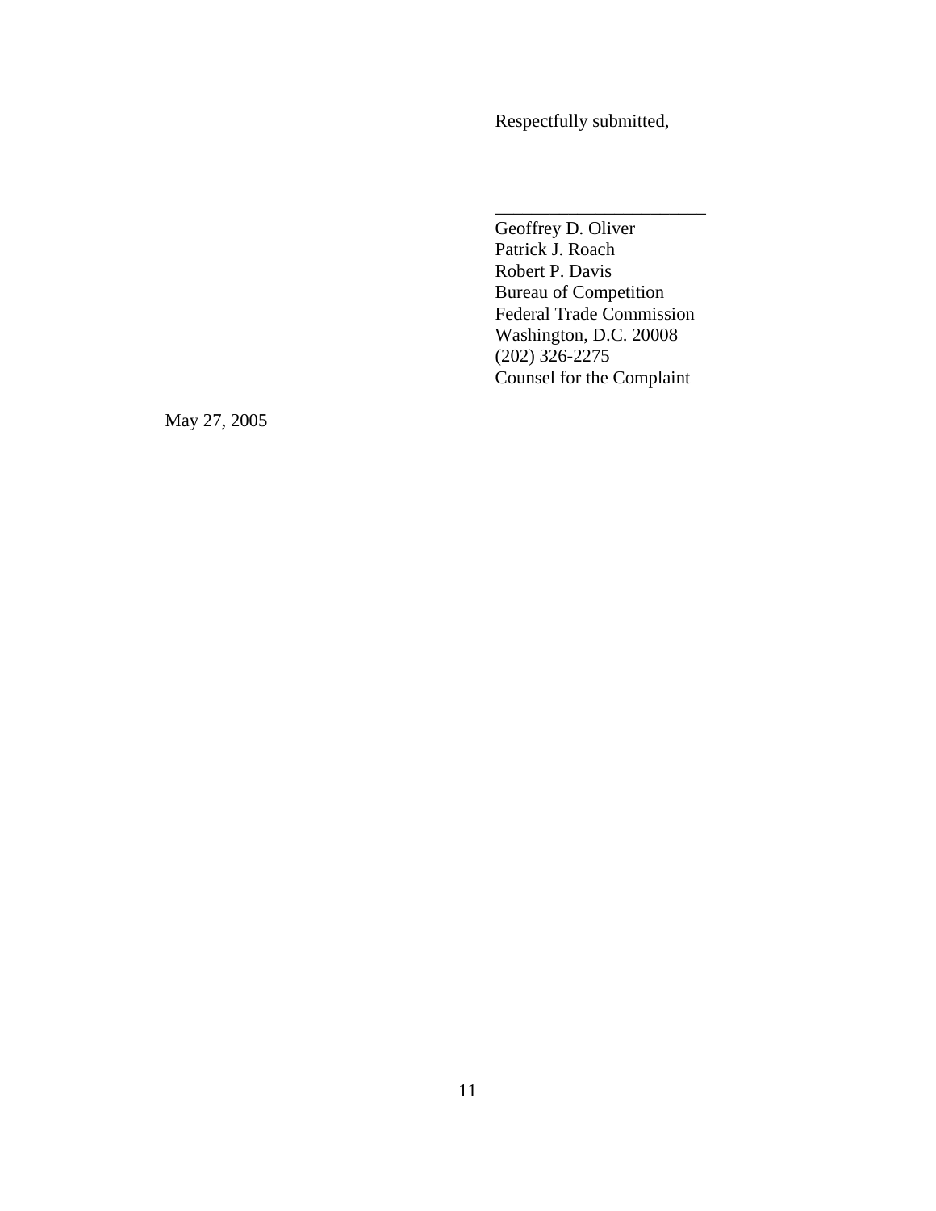Respectfully submitted,

\_\_\_\_\_\_\_\_\_\_\_\_\_\_\_\_\_\_\_\_\_\_\_\_

Geoffrey D. Oliver  
Patrick J. Roach  
Robert P. Davis  
Bureau of Competition  
Federal Trade Commission  
Washington, D.C. 20008  
(202) 326-2275  
Counsel for the Complaint

May 27, 2005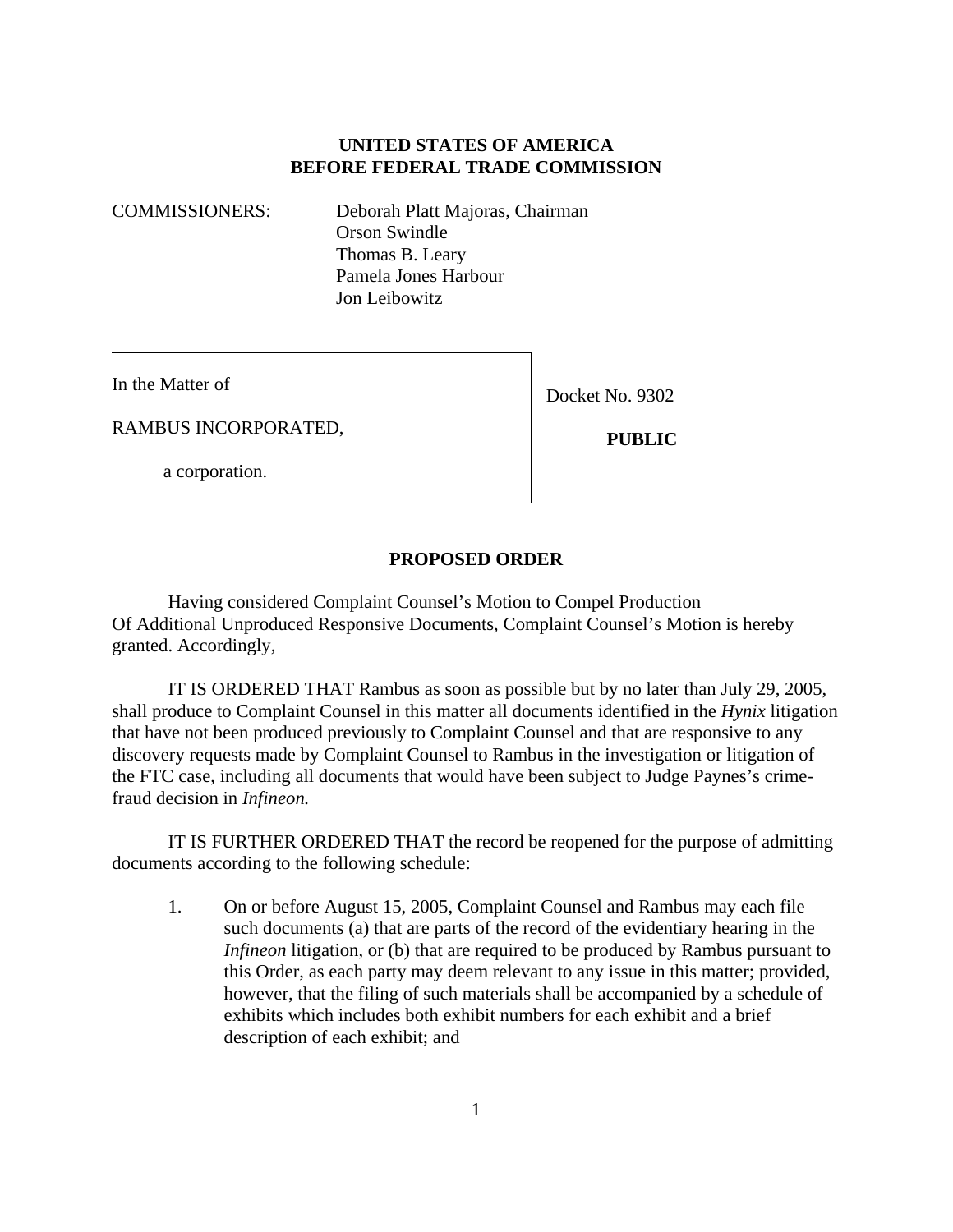**UNITED STATES OF AMERICA**
**BEFORE FEDERAL TRADE COMMISSION**

COMMISSIONERS: Deborah Platt Majoras, Chairman
Orson Swindle
Thomas B. Leary
Pamela Jones Harbour
Jon Leibowitz

In the Matter of

RAMBUS INCORPORATED,

a corporation.

Docket No. 9302

**PUBLIC**

## PROPOSED ORDER

Having considered Complaint Counsel's Motion to Compel Production Of Additional Unproduced Responsive Documents, Complaint Counsel's Motion is hereby granted. Accordingly,

IT IS ORDERED THAT Rambus as soon as possible but by no later than July 29, 2005, shall produce to Complaint Counsel in this matter all documents identified in the *Hynix* litigation that have not been produced previously to Complaint Counsel and that are responsive to any discovery requests made by Complaint Counsel to Rambus in the investigation or litigation of the FTC case, including all documents that would have been subject to Judge Paynes's crime-fraud decision in *Infineon.*

IT IS FURTHER ORDERED THAT the record be reopened for the purpose of admitting documents according to the following schedule:

1. On or before August 15, 2005, Complaint Counsel and Rambus may each file such documents (a) that are parts of the record of the evidentiary hearing in the *Infineon* litigation, or (b) that are required to be produced by Rambus pursuant to this Order, as each party may deem relevant to any issue in this matter; provided, however, that the filing of such materials shall be accompanied by a schedule of exhibits which includes both exhibit numbers for each exhibit and a brief description of each exhibit; and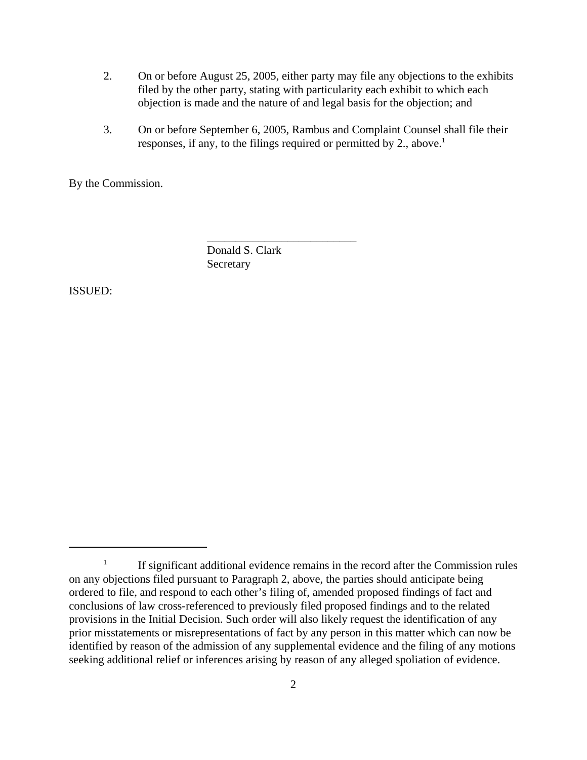2. On or before August 25, 2005, either party may file any objections to the exhibits filed by the other party, stating with particularity each exhibit to which each objection is made and the nature of and legal basis for the objection; and

3. On or before September 6, 2005, Rambus and Complaint Counsel shall file their responses, if any, to the filings required or permitted by 2., above.[1]

By the Commission.

\_\_\_\_\_\_\_\_\_\_\_\_\_\_\_\_\_\_\_\_\_\_\_\_\_\_\_
Donald S. Clark
Secretary

ISSUED:

---

[1] If significant additional evidence remains in the record after the Commission rules on any objections filed pursuant to Paragraph 2, above, the parties should anticipate being ordered to file, and respond to each other's filing of, amended proposed findings of fact and conclusions of law cross-referenced to previously filed proposed findings and to the related provisions in the Initial Decision. Such order will also likely request the identification of any prior misstatements or misrepresentations of fact by any person in this matter which can now be identified by reason of the admission of any supplemental evidence and the filing of any motions seeking additional relief or inferences arising by reason of any alleged spoliation of evidence.